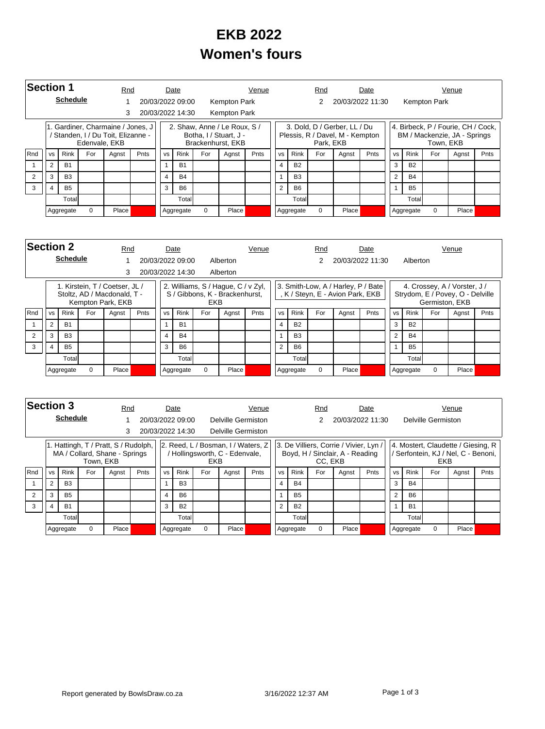# EKB 2022

# Women's fours

## Section 1

**Schedule**

| Rnd | Date | Venue | Rnd | Date | Venue |
|---|---|---|---|---|---|
| 1 | 20/03/2022 09:00 | Kempton Park | 2 | 20/03/2022 11:30 | Kempton Park |
| 3 | 20/03/2022 14:30 | Kempton Park | | | |

**1. Gardiner, Charmaine / Jones, J / Standen, I / Du Toit, Elizanne - Edenvale, EKB**

| Rnd | vs | Rink | For | Agnst | Pnts |
|---|---|---|---|---|---|
| 1 | 2 | B1 | | | |
| 2 | 3 | B3 | | | |
| 3 | 4 | B5 | | | |
| | | Total | | | |
| | Aggregate | 0 | Place | | |

**2. Shaw, Anne / Le Roux, S / Botha, I / Stuart, J - Brackenhurst, EKB**

| Rnd | vs | Rink | For | Agnst | Pnts |
|---|---|---|---|---|---|
| 1 | 1 | B1 | | | |
| 2 | 4 | B4 | | | |
| 3 | 3 | B6 | | | |
| | | Total | | | |
| | Aggregate | 0 | Place | | |

**3. Dold, D / Gerber, LL / Du Plessis, R / Davel, M - Kempton Park, EKB**

| Rnd | vs | Rink | For | Agnst | Pnts |
|---|---|---|---|---|---|
| 1 | 4 | B2 | | | |
| 2 | 1 | B3 | | | |
| 3 | 2 | B6 | | | |
| | | Total | | | |
| | Aggregate | 0 | Place | | |

**4. Birbeck, P / Fourie, CH / Cock, BM / Mackenzie, JA - Springs Town, EKB**

| Rnd | vs | Rink | For | Agnst | Pnts |
|---|---|---|---|---|---|
| 1 | 3 | B2 | | | |
| 2 | 2 | B4 | | | |
| 3 | 1 | B5 | | | |
| | | Total | | | |
| | Aggregate | 0 | Place | | |

## Section 2

**Schedule**

| Rnd | Date | Venue | Rnd | Date | Venue |
|---|---|---|---|---|---|
| 1 | 20/03/2022 09:00 | Alberton | 2 | 20/03/2022 11:30 | Alberton |
| 3 | 20/03/2022 14:30 | Alberton | | | |

**1. Kirstein, T / Coetser, JL / Stoltz, AD / Macdonald, T - Kempton Park, EKB**

| Rnd | vs | Rink | For | Agnst | Pnts |
|---|---|---|---|---|---|
| 1 | 2 | B1 | | | |
| 2 | 3 | B3 | | | |
| 3 | 4 | B5 | | | |
| | | Total | | | |
| | Aggregate | 0 | Place | | |

**2. Williams, S / Hague, C / v Zyl, S / Gibbons, K - Brackenhurst, EKB**

| Rnd | vs | Rink | For | Agnst | Pnts |
|---|---|---|---|---|---|
| 1 | 1 | B1 | | | |
| 2 | 4 | B4 | | | |
| 3 | 3 | B6 | | | |
| | | Total | | | |
| | Aggregate | 0 | Place | | |

**3. Smith-Low, A / Harley, P / Bate, K / Steyn, E - Avion Park, EKB**

| Rnd | vs | Rink | For | Agnst | Pnts |
|---|---|---|---|---|---|
| 1 | 4 | B2 | | | |
| 2 | 1 | B3 | | | |
| 3 | 2 | B6 | | | |
| | | Total | | | |
| | Aggregate | 0 | Place | | |

**4. Crossey, A / Vorster, J / Strydom, E / Povey, O - Delville Germiston, EKB**

| Rnd | vs | Rink | For | Agnst | Pnts |
|---|---|---|---|---|---|
| 1 | 3 | B2 | | | |
| 2 | 2 | B4 | | | |
| 3 | 1 | B5 | | | |
| | | Total | | | |
| | Aggregate | 0 | Place | | |

## Section 3

**Schedule**

| Rnd | Date | Venue | Rnd | Date | Venue |
|---|---|---|---|---|---|
| 1 | 20/03/2022 09:00 | Delville Germiston | 2 | 20/03/2022 11:30 | Delville Germiston |
| 3 | 20/03/2022 14:30 | Delville Germiston | | | |

**1. Hattingh, T / Pratt, S / Rudolph, MA / Collard, Shane - Springs Town, EKB**

| Rnd | vs | Rink | For | Agnst | Pnts |
|---|---|---|---|---|---|
| 1 | 2 | B3 | | | |
| 2 | 3 | B5 | | | |
| 3 | 4 | B1 | | | |
| | | Total | | | |
| | Aggregate | 0 | Place | | |

**2. Reed, L / Bosman, I / Waters, Z / Hollingsworth, C - Edenvale, EKB**

| Rnd | vs | Rink | For | Agnst | Pnts |
|---|---|---|---|---|---|
| 1 | 1 | B3 | | | |
| 2 | 4 | B6 | | | |
| 3 | 3 | B2 | | | |
| | | Total | | | |
| | Aggregate | 0 | Place | | |

**3. De Villiers, Corrie / Vivier, Lyn / Boyd, H / Sinclair, A - Reading CC, EKB**

| Rnd | vs | Rink | For | Agnst | Pnts |
|---|---|---|---|---|---|
| 1 | 4 | B4 | | | |
| 2 | 1 | B5 | | | |
| 3 | 2 | B2 | | | |
| | | Total | | | |
| | Aggregate | 0 | Place | | |

**4. Mostert, Claudette / Giesing, R / Serfontein, KJ / Nel, C - Benoni, EKB**

| Rnd | vs | Rink | For | Agnst | Pnts |
|---|---|---|---|---|---|
| 1 | 3 | B4 | | | |
| 2 | 2 | B6 | | | |
| 3 | 1 | B1 | | | |
| | | Total | | | |
| | Aggregate | 0 | Place | | |

Report generated by BowlsDraw.co.za 3/16/2022 12:37 AM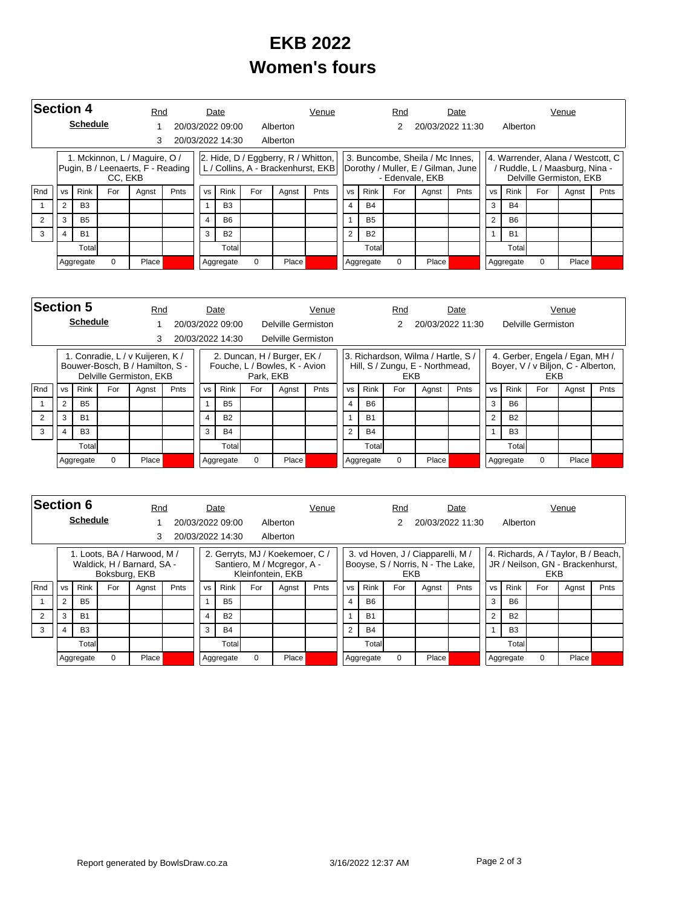# EKB 2022
# Women's fours

## Section 4

**Schedule**

| Rnd | Date | Venue | Rnd | Date | Venue |
|---|---|---|---|---|---|
| 1 | 20/03/2022 09:00 | Alberton | 2 | 20/03/2022 11:30 | Alberton |
| 3 | 20/03/2022 14:30 | Alberton | | | |

| | 1. Mckinnon, L / Maguire, O / Pugin, B / Leenaerts, F - Reading CC, EKB | | | | | 2. Hide, D / Eggberry, R / Whitton, L / Collins, A - Brackenhurst, EKB | | | | | 3. Buncombe, Sheila / Mc Innes, Dorothy / Muller, E / Gilman, June - Edenvale, EKB | | | | | 4. Warrender, Alana / Westcott, C / Ruddle, L / Maasburg, Nina - Delville Germiston, EKB | | | | |
|---|---|---|---|---|---|---|---|---|---|---|---|---|---|---|---|---|---|---|---|---|
| Rnd | vs | Rink | For | Agnst | Pnts | vs | Rink | For | Agnst | Pnts | vs | Rink | For | Agnst | Pnts | vs | Rink | For | Agnst | Pnts |
| 1 | 2 | B3 | | | | 1 | B3 | | | | 4 | B4 | | | | 3 | B4 | | | |
| 2 | 3 | B5 | | | | 4 | B6 | | | | 1 | B5 | | | | 2 | B6 | | | |
| 3 | 4 | B1 | | | | 3 | B2 | | | | 2 | B2 | | | | 1 | B1 | | | |
| | | Total | | | | | Total | | | | | Total | | | | | Total | | | |
| | Aggregate | | 0 | Place | | Aggregate | | 0 | Place | | Aggregate | | 0 | Place | | Aggregate | | 0 | Place | |

## Section 5

**Schedule**

| Rnd | Date | Venue | Rnd | Date | Venue |
|---|---|---|---|---|---|
| 1 | 20/03/2022 09:00 | Delville Germiston | 2 | 20/03/2022 11:30 | Delville Germiston |
| 3 | 20/03/2022 14:30 | Delville Germiston | | | |

| | 1. Conradie, L / v Kuijeren, K / Bouwer-Bosch, B / Hamilton, S - Delville Germiston, EKB | | | | | 2. Duncan, H / Burger, EK / Fouche, L / Bowles, K - Avion Park, EKB | | | | | 3. Richardson, Wilma / Hartle, S / Hill, S / Zungu, E - Northmead, EKB | | | | | 4. Gerber, Engela / Egan, MH / Boyer, V / v Biljon, C - Alberton, EKB | | | | |
|---|---|---|---|---|---|---|---|---|---|---|---|---|---|---|---|---|---|---|---|---|
| Rnd | vs | Rink | For | Agnst | Pnts | vs | Rink | For | Agnst | Pnts | vs | Rink | For | Agnst | Pnts | vs | Rink | For | Agnst | Pnts |
| 1 | 2 | B5 | | | | 1 | B5 | | | | 4 | B6 | | | | 3 | B6 | | | |
| 2 | 3 | B1 | | | | 4 | B2 | | | | 1 | B1 | | | | 2 | B2 | | | |
| 3 | 4 | B3 | | | | 3 | B4 | | | | 2 | B4 | | | | 1 | B3 | | | |
| | | Total | | | | | Total | | | | | Total | | | | | Total | | | |
| | Aggregate | | 0 | Place | | Aggregate | | 0 | Place | | Aggregate | | 0 | Place | | Aggregate | | 0 | Place | |

## Section 6

**Schedule**

| Rnd | Date | Venue | Rnd | Date | Venue |
|---|---|---|---|---|---|
| 1 | 20/03/2022 09:00 | Alberton | 2 | 20/03/2022 11:30 | Alberton |
| 3 | 20/03/2022 14:30 | Alberton | | | |

| | 1. Loots, BA / Harwood, M / Waldick, H / Barnard, SA - Boksburg, EKB | | | | | 2. Gerryts, MJ / Koekemoer, C / Santiero, M / Mcgregor, A - Kleinfontein, EKB | | | | | 3. vd Hoven, J / Ciapparelli, M / Booyse, S / Norris, N - The Lake, EKB | | | | | 4. Richards, A / Taylor, B / Beach, JR / Neilson, GN - Brackenhurst, EKB | | | | |
|---|---|---|---|---|---|---|---|---|---|---|---|---|---|---|---|---|---|---|---|---|
| Rnd | vs | Rink | For | Agnst | Pnts | vs | Rink | For | Agnst | Pnts | vs | Rink | For | Agnst | Pnts | vs | Rink | For | Agnst | Pnts |
| 1 | 2 | B5 | | | | 1 | B5 | | | | 4 | B6 | | | | 3 | B6 | | | |
| 2 | 3 | B1 | | | | 4 | B2 | | | | 1 | B1 | | | | 2 | B2 | | | |
| 3 | 4 | B3 | | | | 3 | B4 | | | | 2 | B4 | | | | 1 | B3 | | | |
| | | Total | | | | | Total | | | | | Total | | | | | Total | | | |
| | Aggregate | | 0 | Place | | Aggregate | | 0 | Place | | Aggregate | | 0 | Place | | Aggregate | | 0 | Place | |

Report generated by BowlsDraw.co.za 3/16/2022 12:37 AM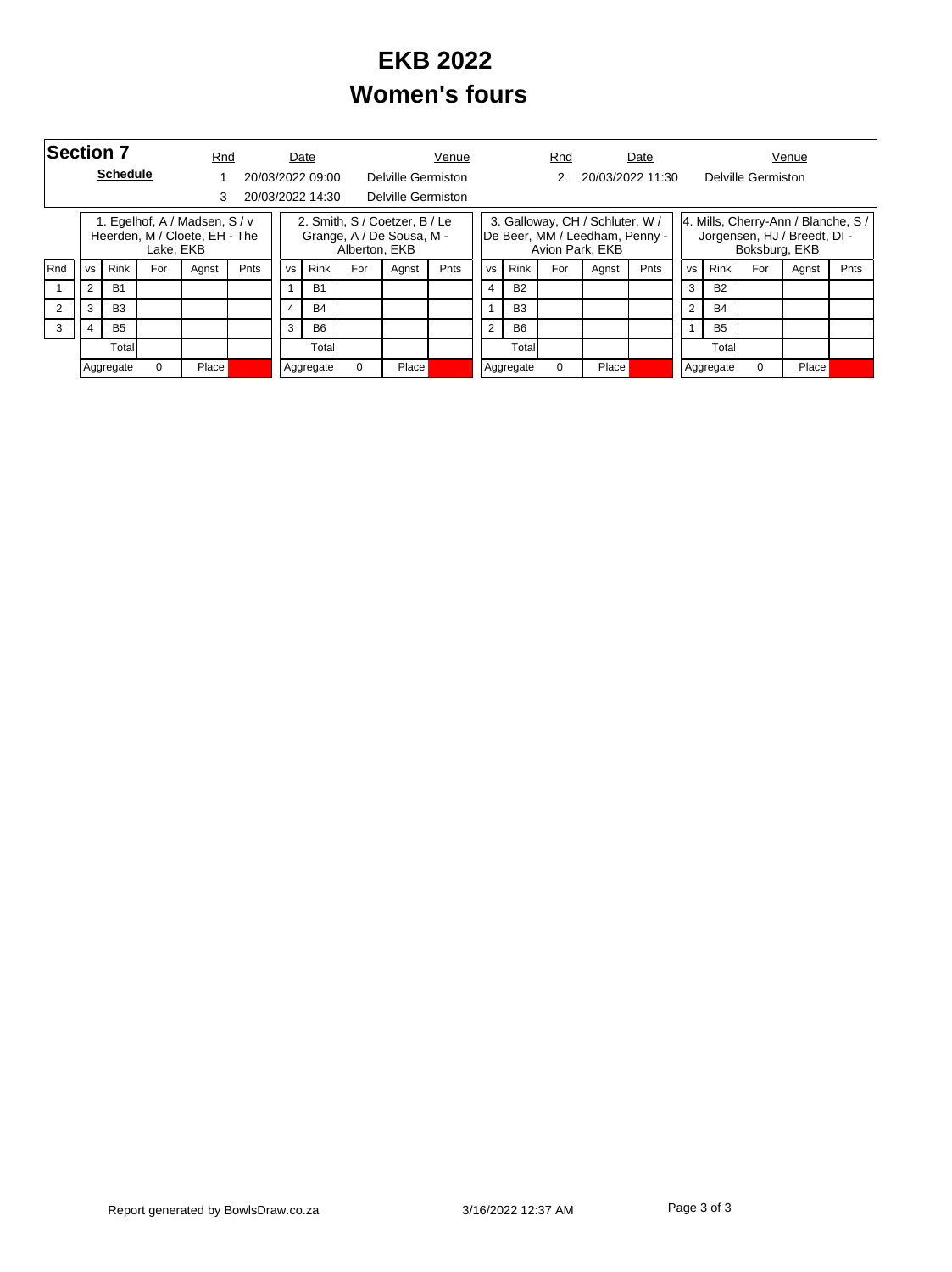# EKB 2022

# Women's fours

## Section 7

**Schedule**

| Rnd | Date | Venue |
|---|---|---|
| 1 | 20/03/2022 09:00 | Delville Germiston |
| 2 | 20/03/2022 11:30 | Delville Germiston |
| 3 | 20/03/2022 14:30 | Delville Germiston |

| | 1. Egelhof, A / Madsen, S / v Heerden, M / Cloete, EH - The Lake, EKB | | | | | 2. Smith, S / Coetzer, B / Le Grange, A / De Sousa, M - Alberton, EKB | | | | | 3. Galloway, CH / Schluter, W / De Beer, MM / Leedham, Penny - Avion Park, EKB | | | | | 4. Mills, Cherry-Ann / Blanche, S / Jorgensen, HJ / Breedt, DI - Boksburg, EKB | | | | |
|---|---|---|---|---|---|---|---|---|---|---|---|---|---|---|---|---|---|---|---|---|
| Rnd | vs | Rink | For | Agnst | Pnts | vs | Rink | For | Agnst | Pnts | vs | Rink | For | Agnst | Pnts | vs | Rink | For | Agnst | Pnts |
| 1 | 2 | B1 | | | | 1 | B1 | | | | 4 | B2 | | | | 3 | B2 | | | |
| 2 | 3 | B3 | | | | 4 | B4 | | | | 1 | B3 | | | | 2 | B4 | | | |
| 3 | 4 | B5 | | | | 3 | B6 | | | | 2 | B6 | | | | 1 | B5 | | | |
| | | Total | | | | | Total | | | | | Total | | | | | Total | | | |
| | Aggregate | | 0 | Place | | Aggregate | | 0 | Place | | Aggregate | | 0 | Place | | Aggregate | | 0 | Place | |

Report generated by BowlsDraw.co.za 3/16/2022 12:37 AM